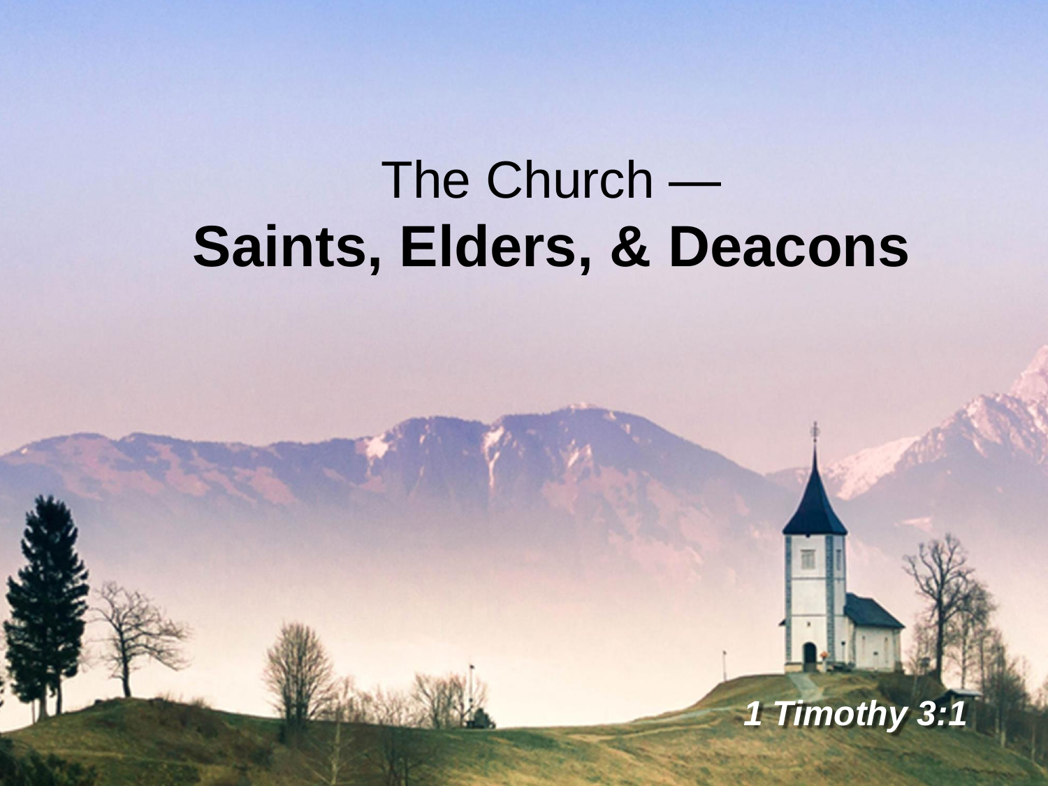# The Church —
# **Saints, Elders, & Deacons**

***1 Timothy 3:1***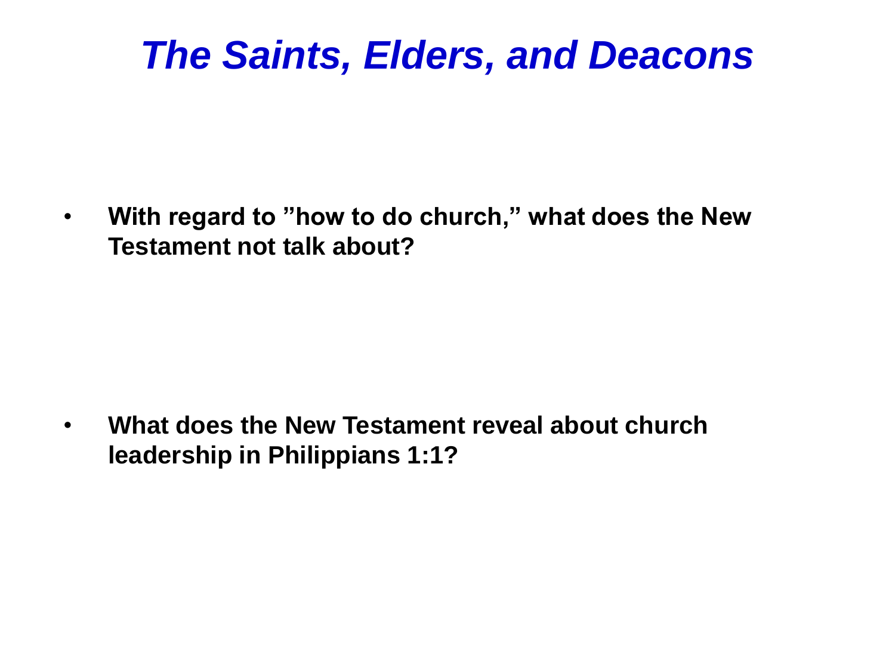# *The Saints, Elders, and Deacons*

- **With regard to ”how to do church,” what does the New Testament not talk about?**

- **What does the New Testament reveal about church leadership in Philippians 1:1?**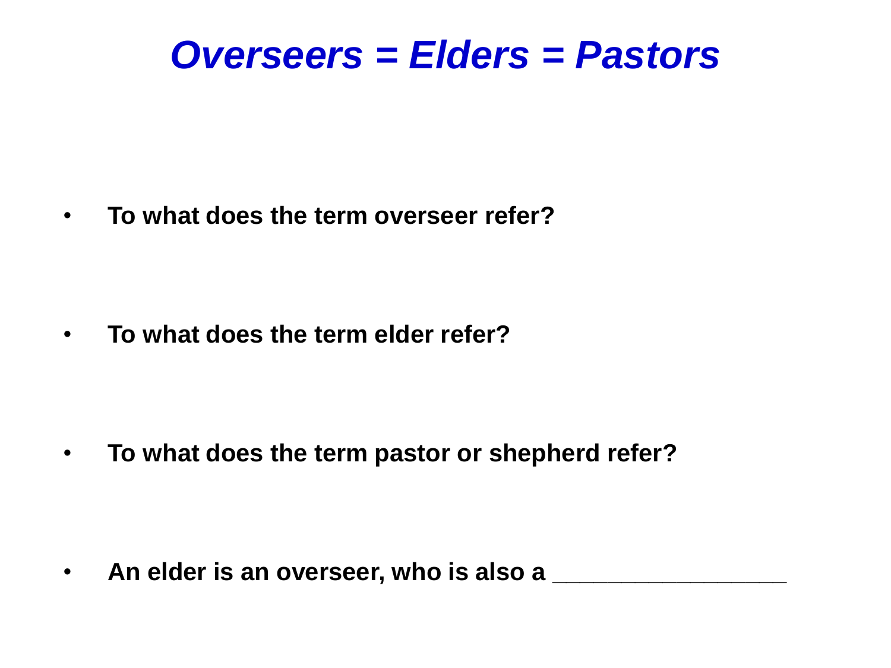# *Overseers = Elders = Pastors*

- **To what does the term overseer refer?**

- **To what does the term elder refer?**

- **To what does the term pastor or shepherd refer?**

- **An elder is an overseer, who is also a \_\_\_\_\_\_\_\_\_\_\_\_\_\_\_\_\_\_**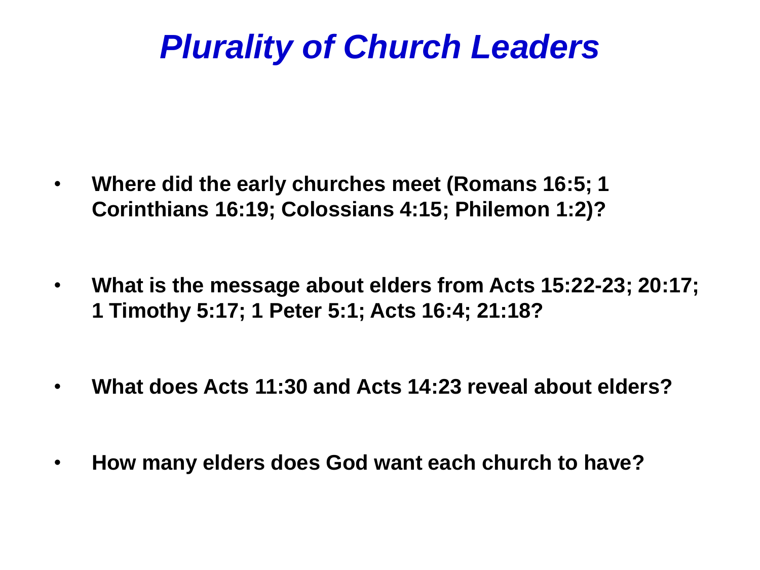# *Plurality of Church Leaders*

- **Where did the early churches meet (Romans 16:5; 1 Corinthians 16:19; Colossians 4:15; Philemon 1:2)?**

- **What is the message about elders from Acts 15:22-23; 20:17; 1 Timothy 5:17; 1 Peter 5:1; Acts 16:4; 21:18?**

- **What does Acts 11:30 and Acts 14:23 reveal about elders?**

- **How many elders does God want each church to have?**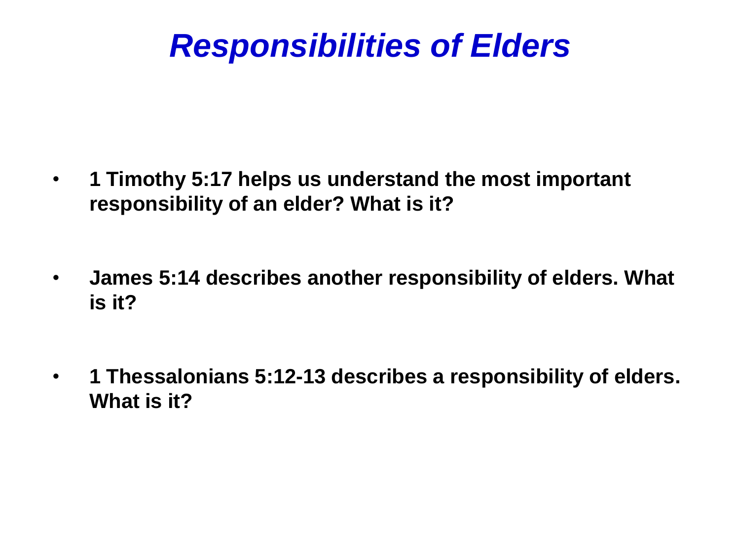# *Responsibilities of Elders*

- **1 Timothy 5:17 helps us understand the most important responsibility of an elder? What is it?**

- **James 5:14 describes another responsibility of elders. What is it?**

- **1 Thessalonians 5:12-13 describes a responsibility of elders. What is it?**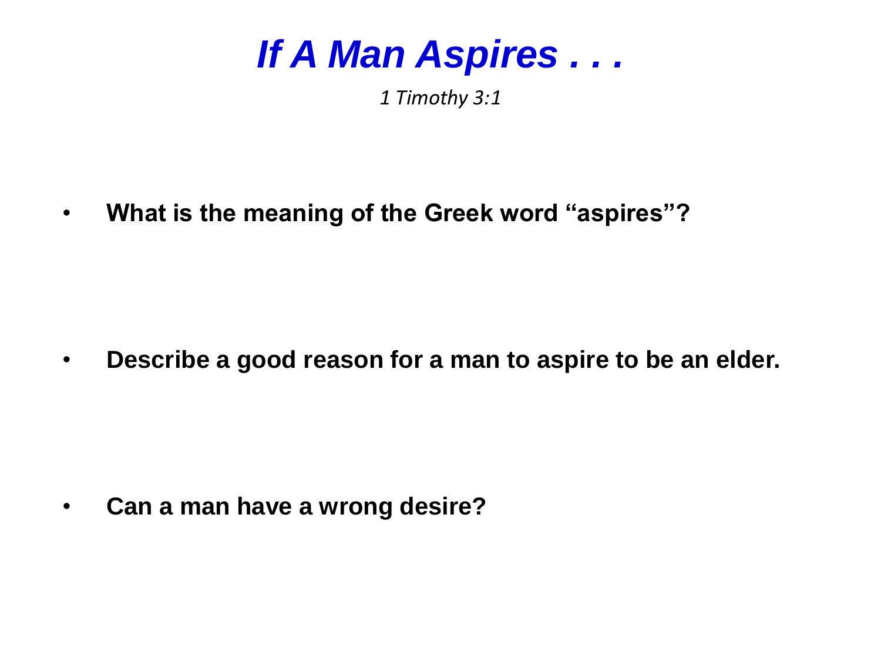# *If A Man Aspires . . .*

*1 Timothy 3:1*

- **What is the meaning of the Greek word “aspires”?**

- **Describe a good reason for a man to aspire to be an elder.**

- **Can a man have a wrong desire?**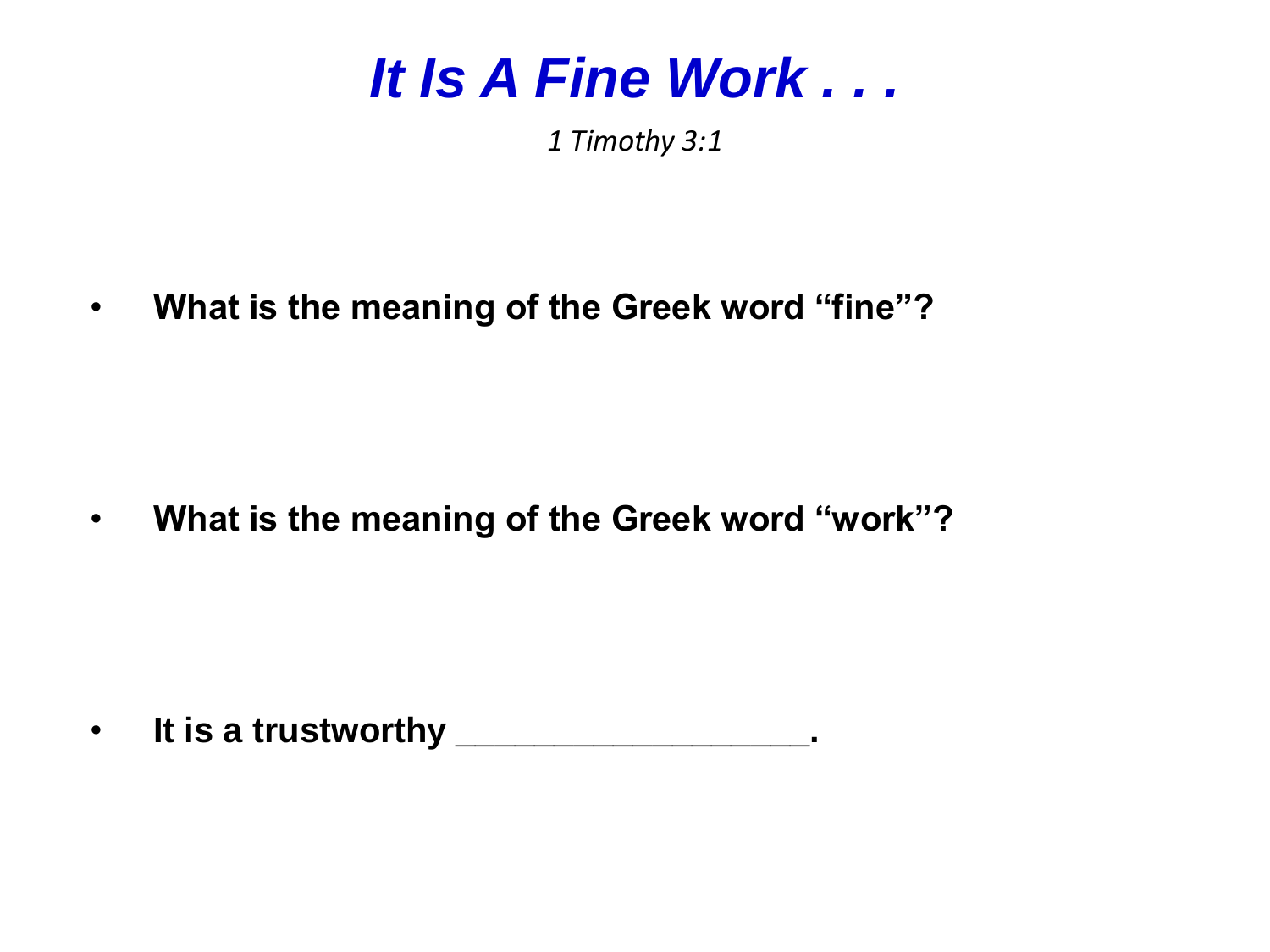# *It Is A Fine Work . . .*

*1 Timothy 3:1*

- **What is the meaning of the Greek word “fine”?**

- **What is the meaning of the Greek word “work”?**

- **It is a trustworthy ___________________.**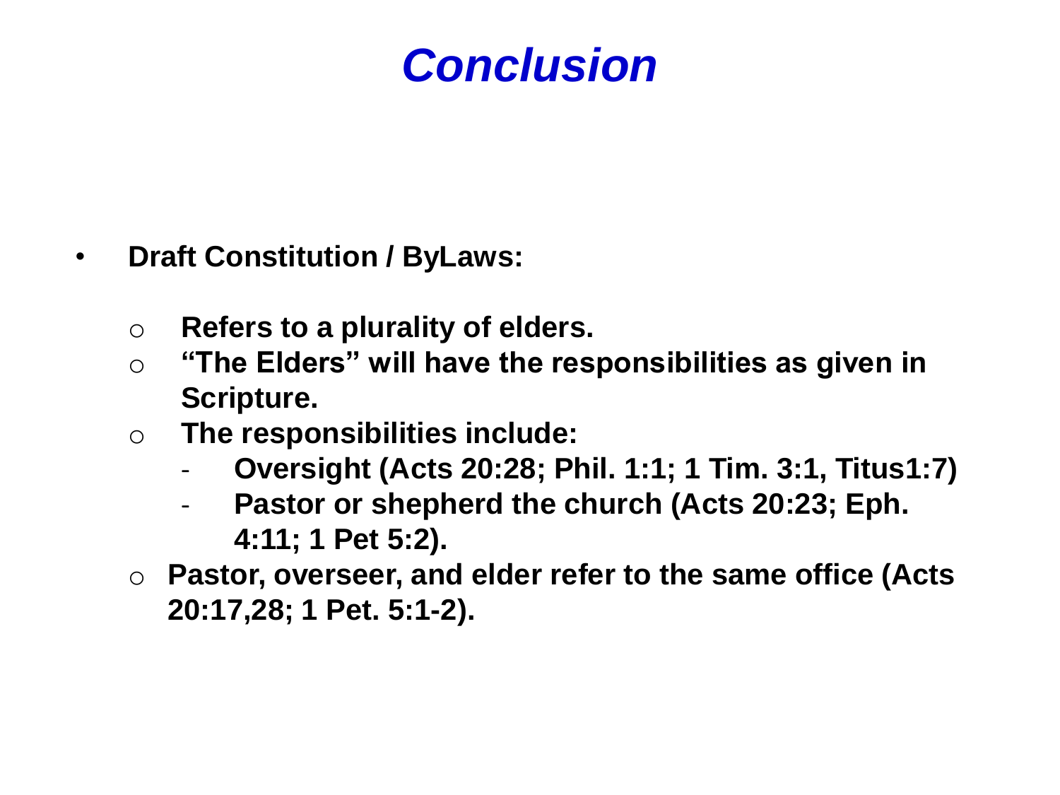# *Conclusion*

- **Draft Constitution / ByLaws:**
  - **Refers to a plurality of elders.**
  - **"The Elders" will have the responsibilities as given in Scripture.**
  - **The responsibilities include:**
    - **Oversight (Acts 20:28; Phil. 1:1; 1 Tim. 3:1, Titus1:7)**
    - **Pastor or shepherd the church (Acts 20:23; Eph. 4:11; 1 Pet 5:2).**
  - **Pastor, overseer, and elder refer to the same office (Acts 20:17,28; 1 Pet. 5:1-2).**